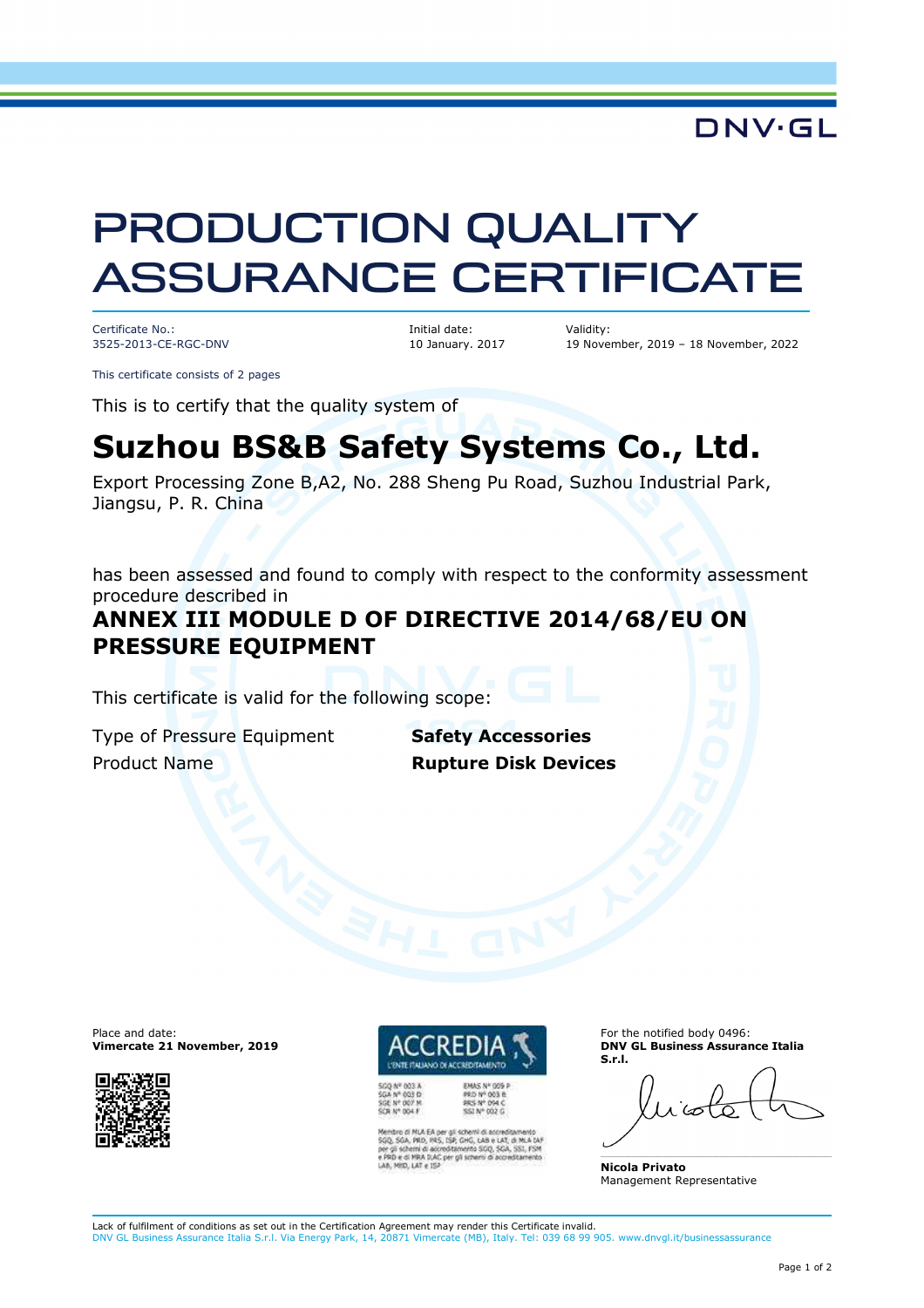DNV·GL

# PRODUCTION QUALITY ASSURANCE CERTIFICATE

| Certificate No.: | Initial date: | Validity: |
|---|---|---|
| 3525-2013-CE-RGC-DNV | 10 January. 2017 | 19 November, 2019 – 18 November, 2022 |

This certificate consists of 2 pages

This is to certify that the quality system of

## Suzhou BS&B Safety Systems Co., Ltd.

Export Processing Zone B,A2, No. 288 Sheng Pu Road, Suzhou Industrial Park, Jiangsu, P. R. China

has been assessed and found to comply with respect to the conformity assessment procedure described in

### ANNEX III MODULE D OF DIRECTIVE 2014/68/EU ON PRESSURE EQUIPMENT

This certificate is valid for the following scope:

| | |
|---|---|
| Type of Pressure Equipment | **Safety Accessories** |
| Product Name | **Rupture Disk Devices** |

Place and date:
**Vimercate 21 November, 2019**

ACCREDIA
L'ENTE ITALIANO DI ACCREDITAMENTO

SGQ N° 003 A
SGA N° 003 D
SGE N° 007 M
SCR N° 004 F

EMAS N° 009 P
PRD N° 003 B
PRS N° 094 C
SSI N° 002 G

Membro di MLA EA per gli schemi di accreditamento SGQ, SGA, PRD, PRS, ISP, GHG, LAB e LAT, di MLA IAF per gli schemi di accreditamento SGQ, SGA, SSI, FSM e PRD e di MRA ILAC per gli schemi di accreditamento LAB, MED, LAT e ISP

For the notified body 0496:
**DNV GL Business Assurance Italia S.r.l.**

**Nicola Privato**
Management Representative

Lack of fulfilment of conditions as set out in the Certification Agreement may render this Certificate invalid.
DNV GL Business Assurance Italia S.r.l. Via Energy Park, 14, 20871 Vimercate (MB), Italy. Tel: 039 68 99 905. www.dnvgl.it/businessassurance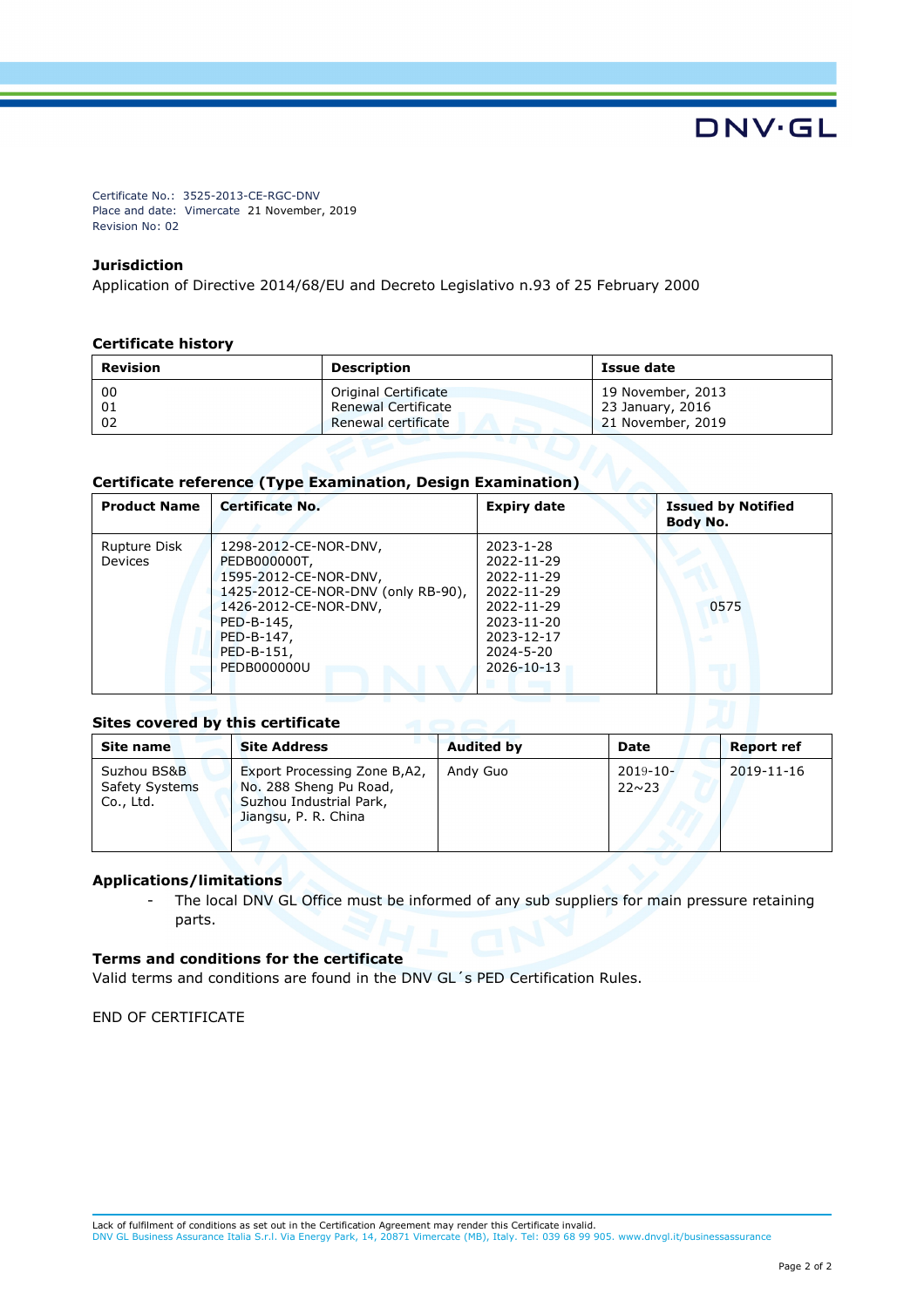Certificate No.: 3525-2013-CE-RGC-DNV
Place and date: Vimercate 21 November, 2019
Revision No: 02

### Jurisdiction

Application of Directive 2014/68/EU and Decreto Legislativo n.93 of 25 February 2000

### Certificate history

| Revision | Description | Issue date |
|---|---|---|
| 00<br>01<br>02 | Original Certificate<br>Renewal Certificate<br>Renewal certificate | 19 November, 2013<br>23 January, 2016<br>21 November, 2019 |

### Certificate reference (Type Examination, Design Examination)

| Product Name | Certificate No. | Expiry date | Issued by Notified Body No. |
|---|---|---|---|
| Rupture Disk Devices | 1298-2012-CE-NOR-DNV,<br>PEDB000000T,<br>1595-2012-CE-NOR-DNV,<br>1425-2012-CE-NOR-DNV (only RB-90),<br>1426-2012-CE-NOR-DNV,<br>PED-B-145,<br>PED-B-147,<br>PED-B-151,<br>PEDB000000U | 2023-1-28<br>2022-11-29<br>2022-11-29<br>2022-11-29<br>2022-11-29<br>2023-11-20<br>2023-12-17<br>2024-5-20<br>2026-10-13 | 0575 |

### Sites covered by this certificate

| Site name | Site Address | Audited by | Date | Report ref |
|---|---|---|---|---|
| Suzhou BS&B Safety Systems Co., Ltd. | Export Processing Zone B,A2, No. 288 Sheng Pu Road, Suzhou Industrial Park, Jiangsu, P. R. China | Andy Guo | 2019-10-22~23 | 2019-11-16 |

### Applications/limitations

- The local DNV GL Office must be informed of any sub suppliers for main pressure retaining parts.

### Terms and conditions for the certificate

Valid terms and conditions are found in the DNV GL´s PED Certification Rules.

END OF CERTIFICATE

Lack of fulfilment of conditions as set out in the Certification Agreement may render this Certificate invalid.
DNV GL Business Assurance Italia S.r.l. Via Energy Park, 14, 20871 Vimercate (MB), Italy. Tel: 039 68 99 905. www.dnvgl.it/businessassurance